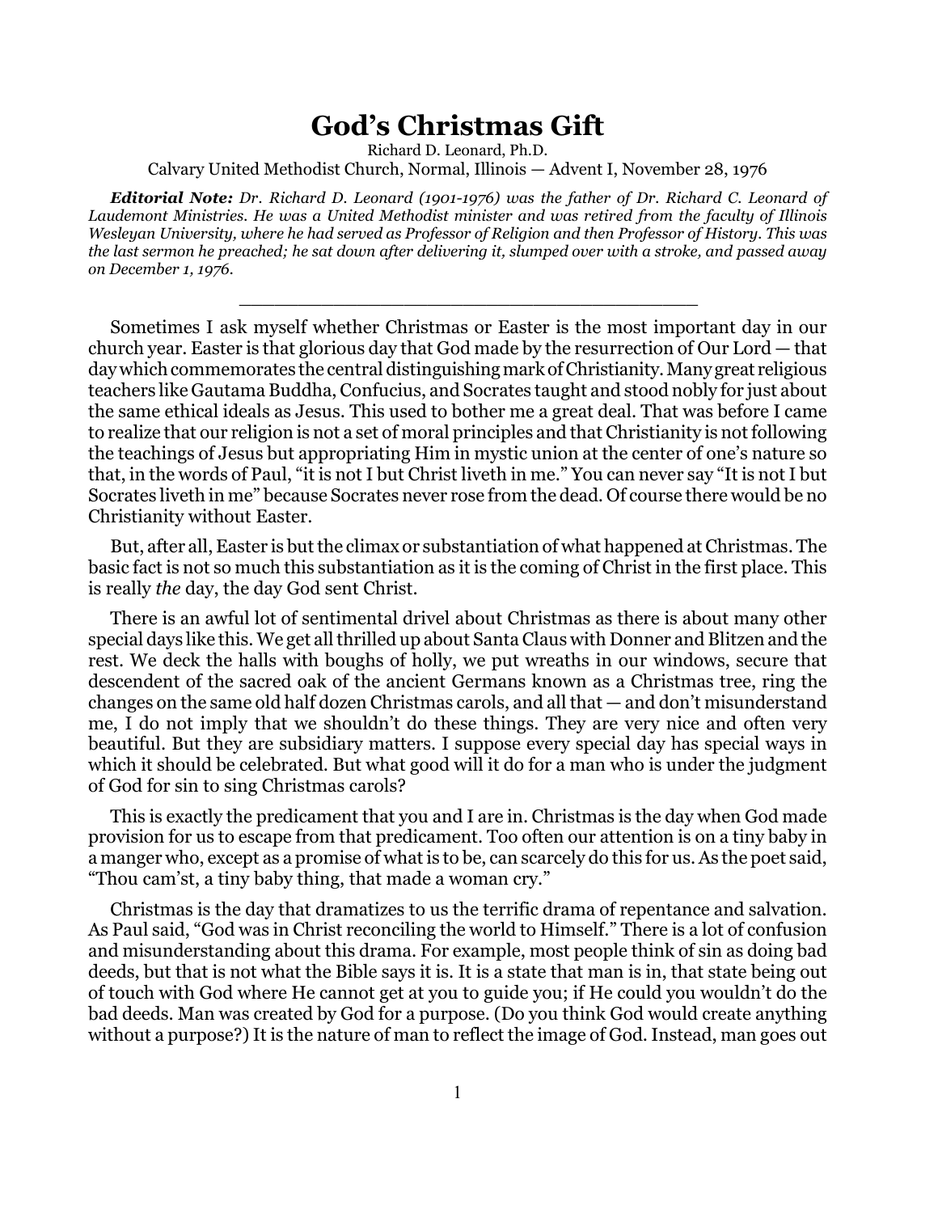# God's Christmas Gift

Richard D. Leonard, Ph.D.

Calvary United Methodist Church, Normal, Illinois — Advent I, November 28, 1976

***Editorial Note:*** *Dr. Richard D. Leonard (1901-1976) was the father of Dr. Richard C. Leonard of Laudemont Ministries. He was a United Methodist minister and was retired from the faculty of Illinois Wesleyan University, where he had served as Professor of Religion and then Professor of History. This was the last sermon he preached; he sat down after delivering it, slumped over with a stroke, and passed away on December 1, 1976.*

---

Sometimes I ask myself whether Christmas or Easter is the most important day in our church year. Easter is that glorious day that God made by the resurrection of Our Lord — that day which commemorates the central distinguishing mark of Christianity. Many great religious teachers like Gautama Buddha, Confucius, and Socrates taught and stood nobly for just about the same ethical ideals as Jesus. This used to bother me a great deal. That was before I came to realize that our religion is not a set of moral principles and that Christianity is not following the teachings of Jesus but appropriating Him in mystic union at the center of one's nature so that, in the words of Paul, "it is not I but Christ liveth in me." You can never say "It is not I but Socrates liveth in me" because Socrates never rose from the dead. Of course there would be no Christianity without Easter.

But, after all, Easter is but the climax or substantiation of what happened at Christmas. The basic fact is not so much this substantiation as it is the coming of Christ in the first place. This is really *the* day, the day God sent Christ.

There is an awful lot of sentimental drivel about Christmas as there is about many other special days like this. We get all thrilled up about Santa Claus with Donner and Blitzen and the rest. We deck the halls with boughs of holly, we put wreaths in our windows, secure that descendent of the sacred oak of the ancient Germans known as a Christmas tree, ring the changes on the same old half dozen Christmas carols, and all that — and don't misunderstand me, I do not imply that we shouldn't do these things. They are very nice and often very beautiful. But they are subsidiary matters. I suppose every special day has special ways in which it should be celebrated. But what good will it do for a man who is under the judgment of God for sin to sing Christmas carols?

This is exactly the predicament that you and I are in. Christmas is the day when God made provision for us to escape from that predicament. Too often our attention is on a tiny baby in a manger who, except as a promise of what is to be, can scarcely do this for us. As the poet said, "Thou cam'st, a tiny baby thing, that made a woman cry."

Christmas is the day that dramatizes to us the terrific drama of repentance and salvation. As Paul said, "God was in Christ reconciling the world to Himself." There is a lot of confusion and misunderstanding about this drama. For example, most people think of sin as doing bad deeds, but that is not what the Bible says it is. It is a state that man is in, that state being out of touch with God where He cannot get at you to guide you; if He could you wouldn't do the bad deeds. Man was created by God for a purpose. (Do you think God would create anything without a purpose?) It is the nature of man to reflect the image of God. Instead, man goes out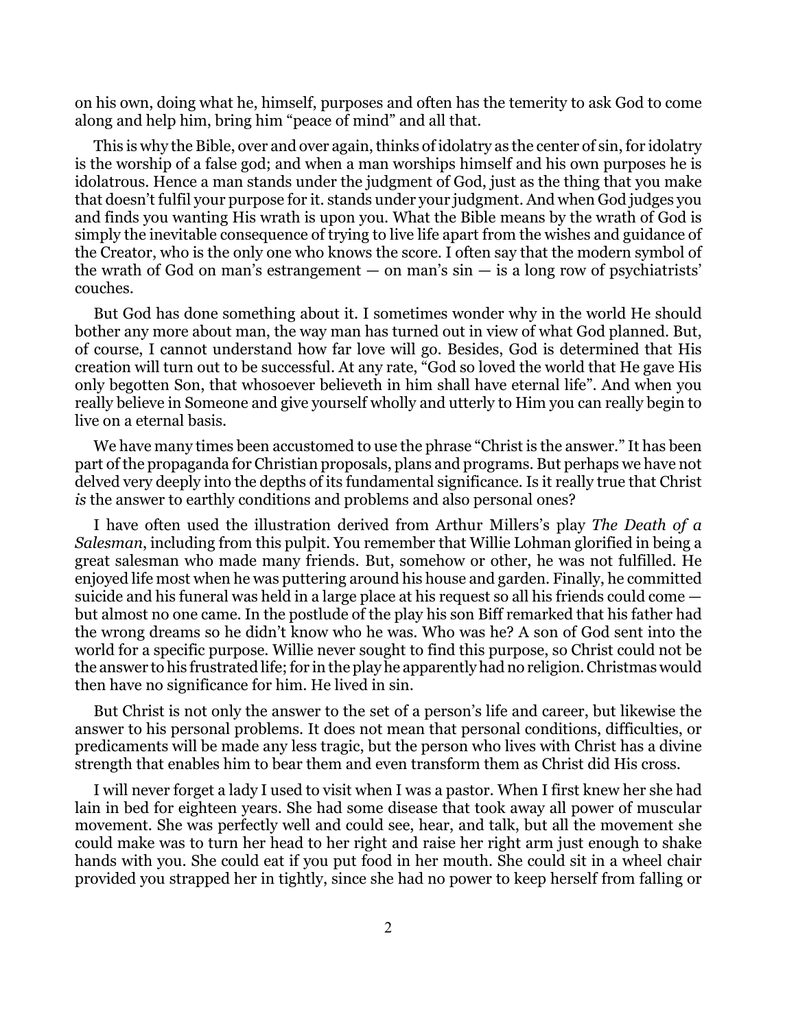on his own, doing what he, himself, purposes and often has the temerity to ask God to come along and help him, bring him "peace of mind" and all that.

This is why the Bible, over and over again, thinks of idolatry as the center of sin, for idolatry is the worship of a false god; and when a man worships himself and his own purposes he is idolatrous. Hence a man stands under the judgment of God, just as the thing that you make that doesn't fulfil your purpose for it. stands under your judgment. And when God judges you and finds you wanting His wrath is upon you. What the Bible means by the wrath of God is simply the inevitable consequence of trying to live life apart from the wishes and guidance of the Creator, who is the only one who knows the score. I often say that the modern symbol of the wrath of God on man's estrangement — on man's sin — is a long row of psychiatrists' couches.

But God has done something about it. I sometimes wonder why in the world He should bother any more about man, the way man has turned out in view of what God planned. But, of course, I cannot understand how far love will go. Besides, God is determined that His creation will turn out to be successful. At any rate, "God so loved the world that He gave His only begotten Son, that whosoever believeth in him shall have eternal life". And when you really believe in Someone and give yourself wholly and utterly to Him you can really begin to live on a eternal basis.

We have many times been accustomed to use the phrase "Christ is the answer." It has been part of the propaganda for Christian proposals, plans and programs. But perhaps we have not delved very deeply into the depths of its fundamental significance. Is it really true that Christ *is* the answer to earthly conditions and problems and also personal ones?

I have often used the illustration derived from Arthur Millers's play *The Death of a Salesman*, including from this pulpit. You remember that Willie Lohman glorified in being a great salesman who made many friends. But, somehow or other, he was not fulfilled. He enjoyed life most when he was puttering around his house and garden. Finally, he committed suicide and his funeral was held in a large place at his request so all his friends could come — but almost no one came. In the postlude of the play his son Biff remarked that his father had the wrong dreams so he didn't know who he was. Who was he? A son of God sent into the world for a specific purpose. Willie never sought to find this purpose, so Christ could not be the answer to his frustrated life; for in the play he apparently had no religion. Christmas would then have no significance for him. He lived in sin.

But Christ is not only the answer to the set of a person's life and career, but likewise the answer to his personal problems. It does not mean that personal conditions, difficulties, or predicaments will be made any less tragic, but the person who lives with Christ has a divine strength that enables him to bear them and even transform them as Christ did His cross.

I will never forget a lady I used to visit when I was a pastor. When I first knew her she had lain in bed for eighteen years. She had some disease that took away all power of muscular movement. She was perfectly well and could see, hear, and talk, but all the movement she could make was to turn her head to her right and raise her right arm just enough to shake hands with you. She could eat if you put food in her mouth. She could sit in a wheel chair provided you strapped her in tightly, since she had no power to keep herself from falling or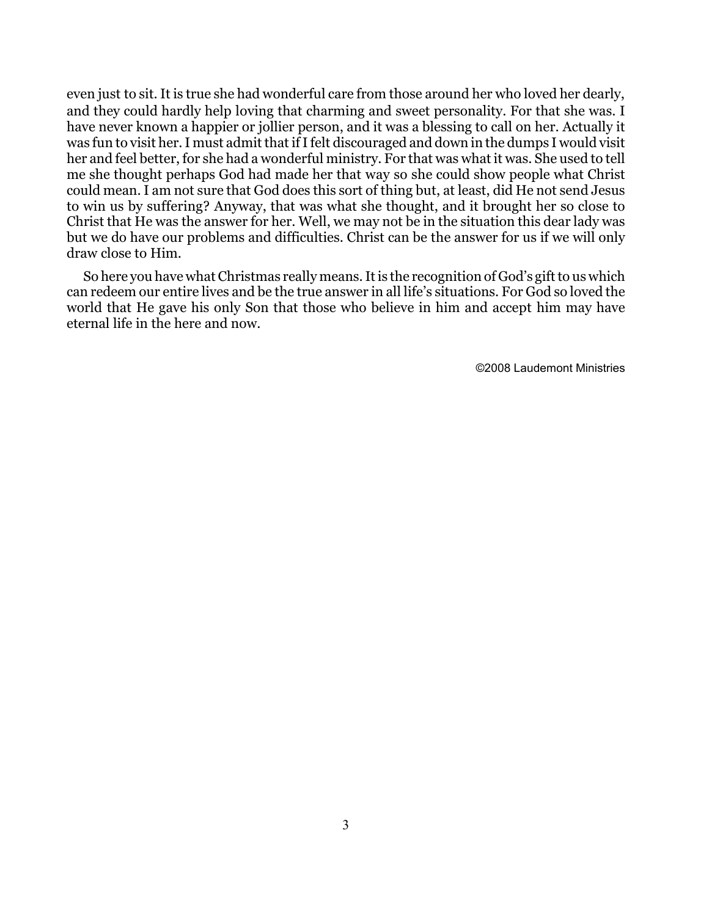even just to sit. It is true she had wonderful care from those around her who loved her dearly, and they could hardly help loving that charming and sweet personality. For that she was. I have never known a happier or jollier person, and it was a blessing to call on her. Actually it was fun to visit her. I must admit that if I felt discouraged and down in the dumps I would visit her and feel better, for she had a wonderful ministry. For that was what it was. She used to tell me she thought perhaps God had made her that way so she could show people what Christ could mean. I am not sure that God does this sort of thing but, at least, did He not send Jesus to win us by suffering? Anyway, that was what she thought, and it brought her so close to Christ that He was the answer for her. Well, we may not be in the situation this dear lady was but we do have our problems and difficulties. Christ can be the answer for us if we will only draw close to Him.

So here you have what Christmas really means. It is the recognition of God's gift to us which can redeem our entire lives and be the true answer in all life's situations. For God so loved the world that He gave his only Son that those who believe in him and accept him may have eternal life in the here and now.

©2008 Laudemont Ministries